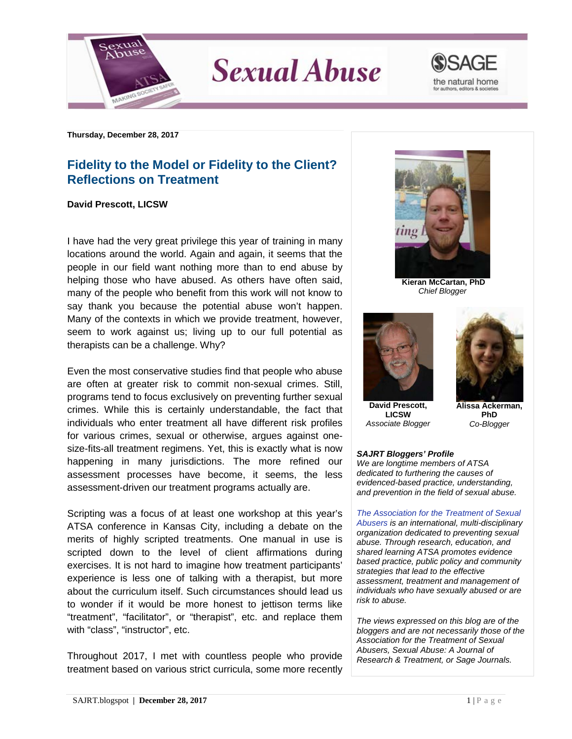**Thursday, December 28, 2017**

# Fidelity to the Model or Fidelity to the Client? Reflections on Treatment

**David Prescott, LICSW**

I have had the very great privilege this year of training in many locations around the world. Again and again, it seems that the people in our field want nothing more than to end abuse by helping those who have abused. As others have often said, many of the people who benefit from this work will not know to say thank you because the potential abuse won't happen. Many of the contexts in which we provide treatment, however, seem to work against us; living up to our full potential as therapists can be a challenge. Why?

Even the most conservative studies find that people who abuse are often at greater risk to commit non-sexual crimes. Still, programs tend to focus exclusively on preventing further sexual crimes. While this is certainly understandable, the fact that individuals who enter treatment all have different risk profiles for various crimes, sexual or otherwise, argues against one-size-fits-all treatment regimens. Yet, this is exactly what is now happening in many jurisdictions. The more refined our assessment processes have become, it seems, the less assessment-driven our treatment programs actually are.

Scripting was a focus of at least one workshop at this year's ATSA conference in Kansas City, including a debate on the merits of highly scripted treatments. One manual in use is scripted down to the level of client affirmations during exercises. It is not hard to imagine how treatment participants' experience is less one of talking with a therapist, but more about the curriculum itself. Such circumstances should lead us to wonder if it would be more honest to jettison terms like "treatment", "facilitator", or "therapist", etc. and replace them with "class", "instructor", etc.

Throughout 2017, I met with countless people who provide treatment based on various strict curricula, some more recently

---

**Kieran McCartan, PhD**
*Chief Blogger*

**David Prescott, LICSW**
*Associate Blogger*

**Alissa Ackerman, PhD**
*Co-Blogger*

***SAJRT Bloggers' Profile***
*We are longtime members of ATSA dedicated to furthering the causes of evidenced-based practice, understanding, and prevention in the field of sexual abuse.*

*The Association for the Treatment of Sexual Abusers is an international, multi-disciplinary organization dedicated to preventing sexual abuse. Through research, education, and shared learning ATSA promotes evidence based practice, public policy and community strategies that lead to the effective assessment, treatment and management of individuals who have sexually abused or are risk to abuse.*

*The views expressed on this blog are of the bloggers and are not necessarily those of the Association for the Treatment of Sexual Abusers, Sexual Abuse: A Journal of Research & Treatment, or Sage Journals.*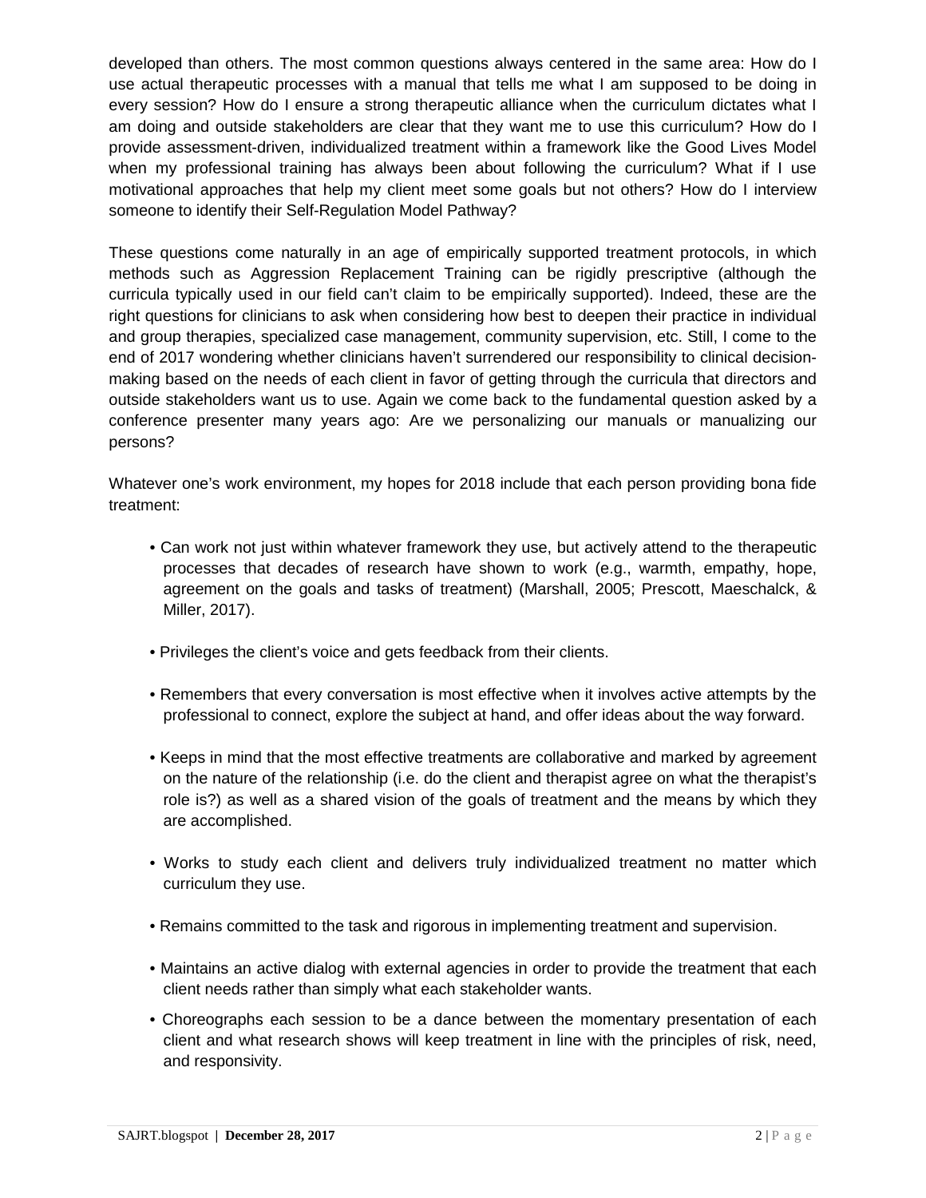developed than others. The most common questions always centered in the same area: How do I use actual therapeutic processes with a manual that tells me what I am supposed to be doing in every session? How do I ensure a strong therapeutic alliance when the curriculum dictates what I am doing and outside stakeholders are clear that they want me to use this curriculum? How do I provide assessment-driven, individualized treatment within a framework like the Good Lives Model when my professional training has always been about following the curriculum? What if I use motivational approaches that help my client meet some goals but not others? How do I interview someone to identify their Self-Regulation Model Pathway?

These questions come naturally in an age of empirically supported treatment protocols, in which methods such as Aggression Replacement Training can be rigidly prescriptive (although the curricula typically used in our field can't claim to be empirically supported). Indeed, these are the right questions for clinicians to ask when considering how best to deepen their practice in individual and group therapies, specialized case management, community supervision, etc. Still, I come to the end of 2017 wondering whether clinicians haven't surrendered our responsibility to clinical decision-making based on the needs of each client in favor of getting through the curricula that directors and outside stakeholders want us to use. Again we come back to the fundamental question asked by a conference presenter many years ago: Are we personalizing our manuals or manualizing our persons?

Whatever one's work environment, my hopes for 2018 include that each person providing bona fide treatment:

- Can work not just within whatever framework they use, but actively attend to the therapeutic processes that decades of research have shown to work (e.g., warmth, empathy, hope, agreement on the goals and tasks of treatment) (Marshall, 2005; Prescott, Maeschalck, & Miller, 2017).
- Privileges the client's voice and gets feedback from their clients.
- Remembers that every conversation is most effective when it involves active attempts by the professional to connect, explore the subject at hand, and offer ideas about the way forward.
- Keeps in mind that the most effective treatments are collaborative and marked by agreement on the nature of the relationship (i.e. do the client and therapist agree on what the therapist's role is?) as well as a shared vision of the goals of treatment and the means by which they are accomplished.
- Works to study each client and delivers truly individualized treatment no matter which curriculum they use.
- Remains committed to the task and rigorous in implementing treatment and supervision.
- Maintains an active dialog with external agencies in order to provide the treatment that each client needs rather than simply what each stakeholder wants.
- Choreographs each session to be a dance between the momentary presentation of each client and what research shows will keep treatment in line with the principles of risk, need, and responsivity.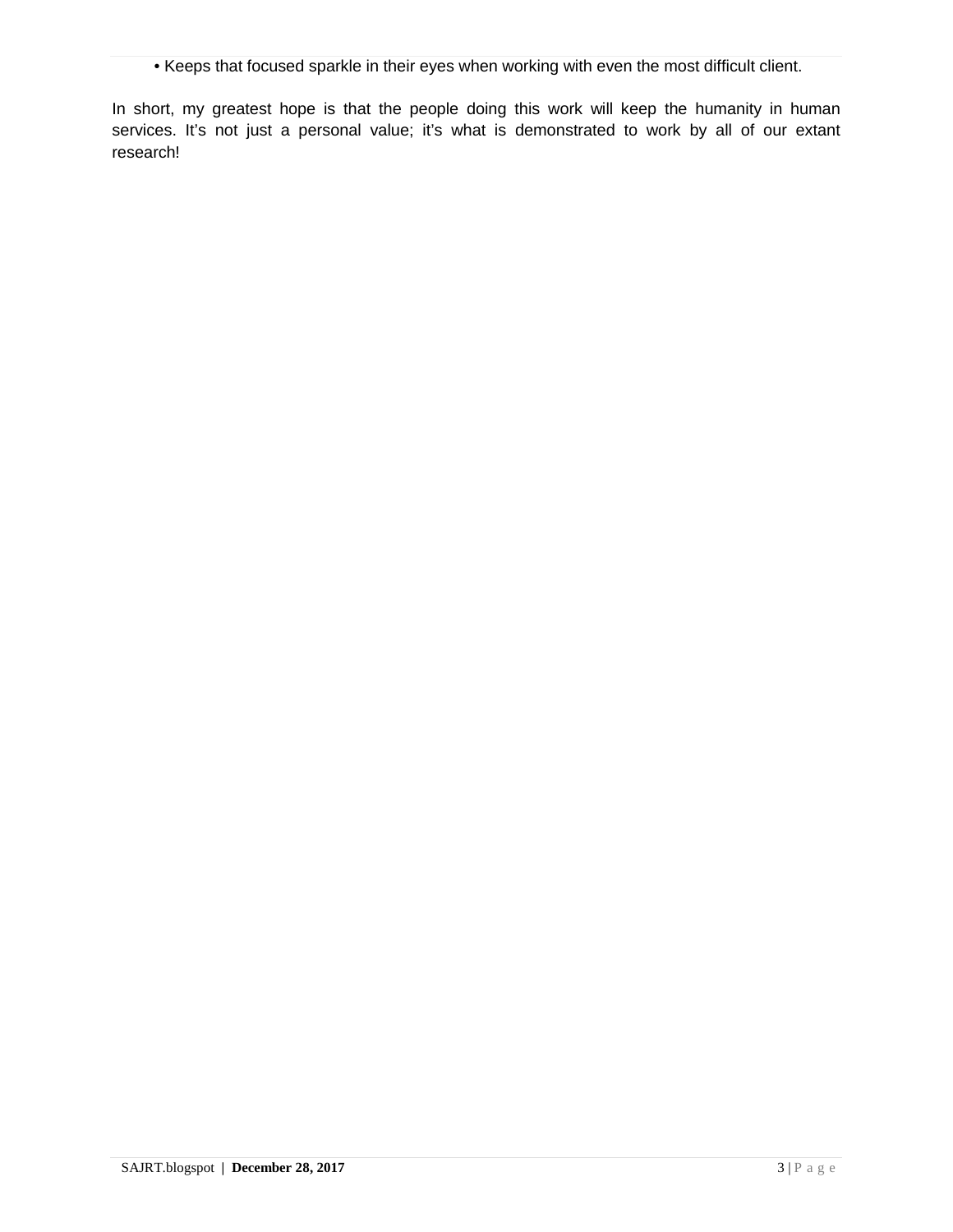- Keeps that focused sparkle in their eyes when working with even the most difficult client.

In short, my greatest hope is that the people doing this work will keep the humanity in human services. It's not just a personal value; it's what is demonstrated to work by all of our extant research!